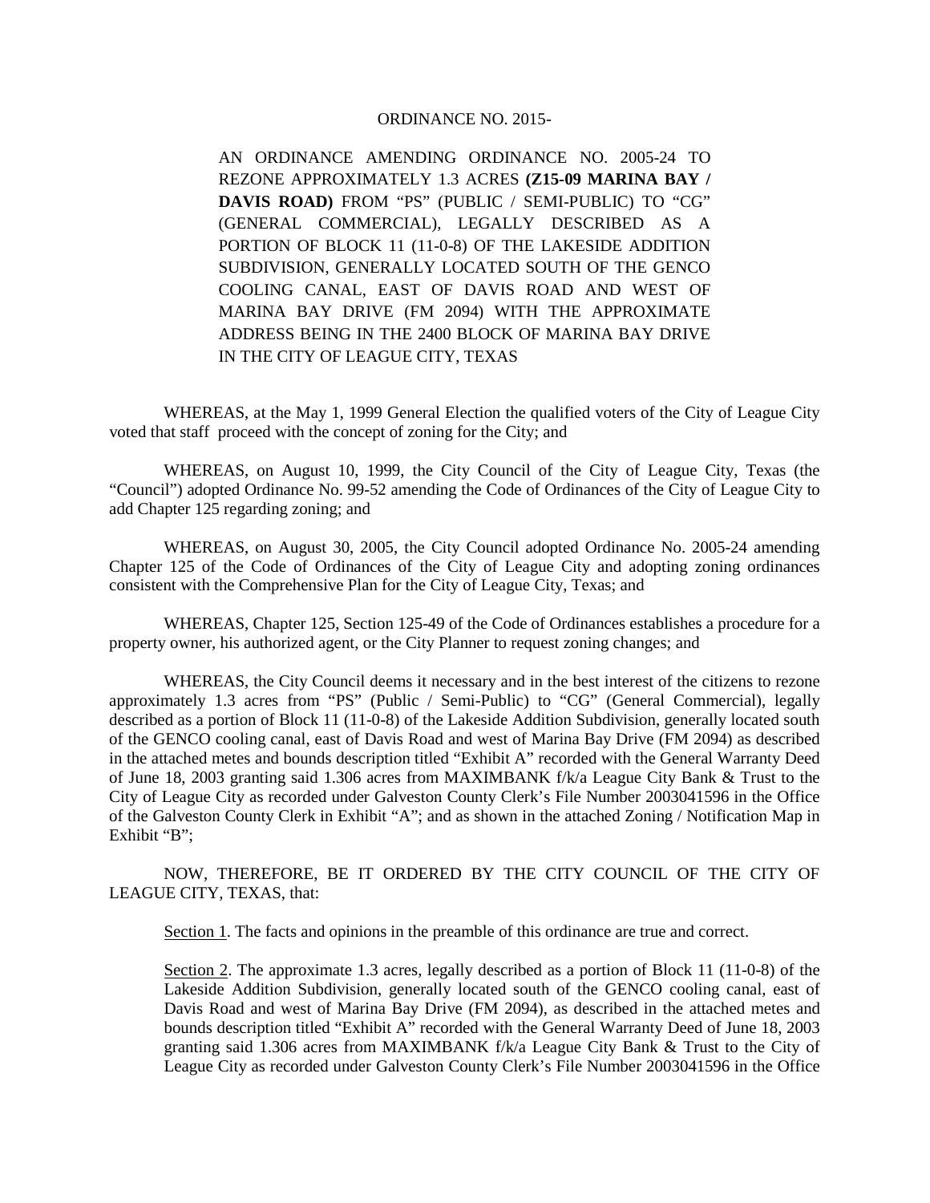ORDINANCE NO. 2015-

AN ORDINANCE AMENDING ORDINANCE NO. 2005-24 TO REZONE APPROXIMATELY 1.3 ACRES **(Z15-09 MARINA BAY / DAVIS ROAD)** FROM "PS" (PUBLIC / SEMI-PUBLIC) TO "CG" (GENERAL COMMERCIAL), LEGALLY DESCRIBED AS A PORTION OF BLOCK 11 (11-0-8) OF THE LAKESIDE ADDITION SUBDIVISION, GENERALLY LOCATED SOUTH OF THE GENCO COOLING CANAL, EAST OF DAVIS ROAD AND WEST OF MARINA BAY DRIVE (FM 2094) WITH THE APPROXIMATE ADDRESS BEING IN THE 2400 BLOCK OF MARINA BAY DRIVE IN THE CITY OF LEAGUE CITY, TEXAS

WHEREAS, at the May 1, 1999 General Election the qualified voters of the City of League City voted that staff proceed with the concept of zoning for the City; and

WHEREAS, on August 10, 1999, the City Council of the City of League City, Texas (the "Council") adopted Ordinance No. 99-52 amending the Code of Ordinances of the City of League City to add Chapter 125 regarding zoning; and

WHEREAS, on August 30, 2005, the City Council adopted Ordinance No. 2005-24 amending Chapter 125 of the Code of Ordinances of the City of League City and adopting zoning ordinances consistent with the Comprehensive Plan for the City of League City, Texas; and

WHEREAS, Chapter 125, Section 125-49 of the Code of Ordinances establishes a procedure for a property owner, his authorized agent, or the City Planner to request zoning changes; and

WHEREAS, the City Council deems it necessary and in the best interest of the citizens to rezone approximately 1.3 acres from "PS" (Public / Semi-Public) to "CG" (General Commercial), legally described as a portion of Block 11 (11-0-8) of the Lakeside Addition Subdivision, generally located south of the GENCO cooling canal, east of Davis Road and west of Marina Bay Drive (FM 2094) as described in the attached metes and bounds description titled "Exhibit A" recorded with the General Warranty Deed of June 18, 2003 granting said 1.306 acres from MAXIMBANK f/k/a League City Bank & Trust to the City of League City as recorded under Galveston County Clerk's File Number 2003041596 in the Office of the Galveston County Clerk in Exhibit "A"; and as shown in the attached Zoning / Notification Map in Exhibit "B";

NOW, THEREFORE, BE IT ORDERED BY THE CITY COUNCIL OF THE CITY OF LEAGUE CITY, TEXAS, that:

Section 1. The facts and opinions in the preamble of this ordinance are true and correct.

Section 2. The approximate 1.3 acres, legally described as a portion of Block 11 (11-0-8) of the Lakeside Addition Subdivision, generally located south of the GENCO cooling canal, east of Davis Road and west of Marina Bay Drive (FM 2094), as described in the attached metes and bounds description titled "Exhibit A" recorded with the General Warranty Deed of June 18, 2003 granting said 1.306 acres from MAXIMBANK f/k/a League City Bank & Trust to the City of League City as recorded under Galveston County Clerk's File Number 2003041596 in the Office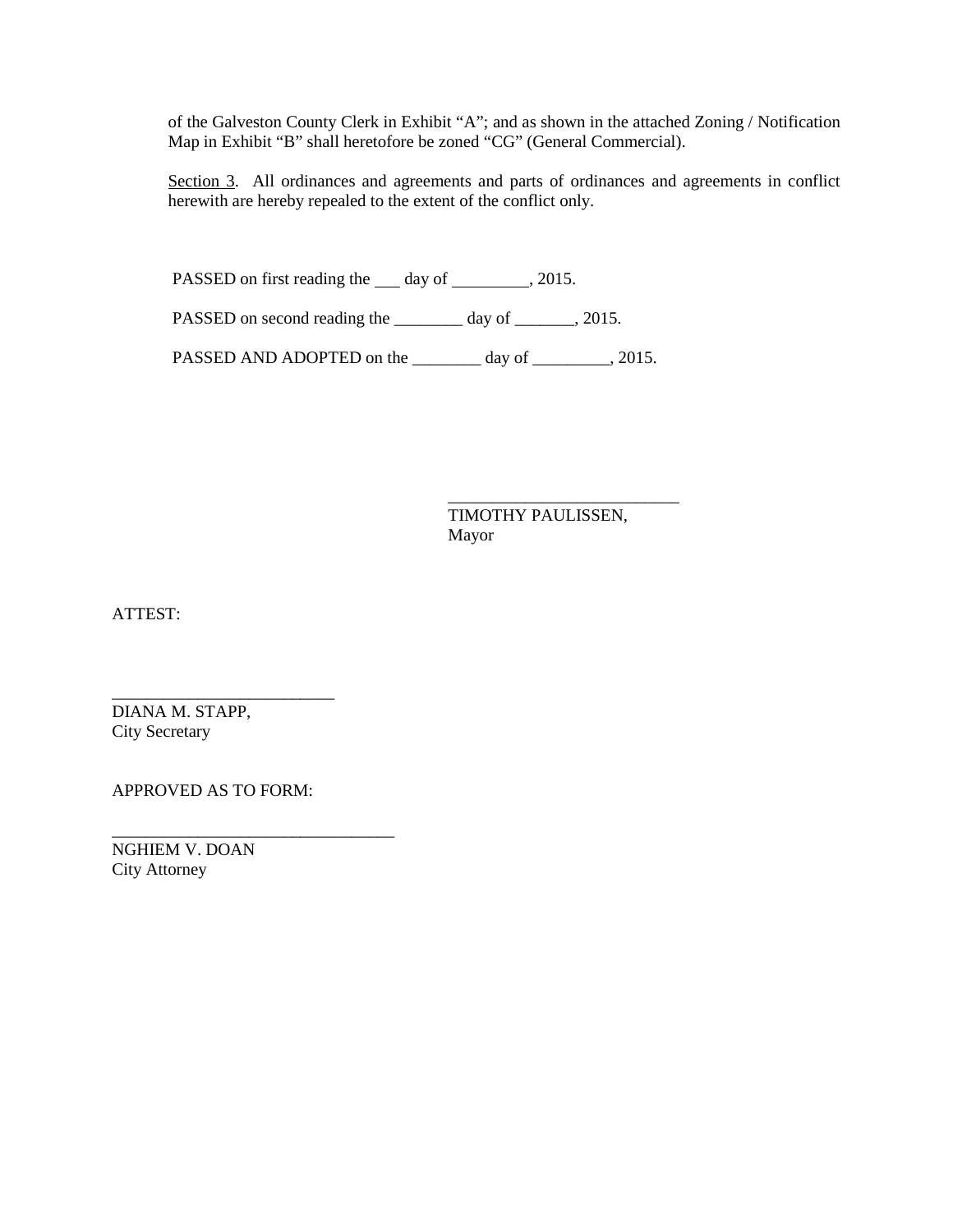of the Galveston County Clerk in Exhibit “A”; and as shown in the attached Zoning / Notification Map in Exhibit “B” shall heretofore be zoned “CG” (General Commercial).

Section 3. All ordinances and agreements and parts of ordinances and agreements in conflict herewith are hereby repealed to the extent of the conflict only.

PASSED on first reading the ___ day of _________, 2015.

PASSED on second reading the ________ day of _______, 2015.

PASSED AND ADOPTED on the ________ day of _________, 2015.

___________________________
TIMOTHY PAULISSEN,
Mayor

ATTEST:

__________________________
DIANA M. STAPP,
City Secretary

APPROVED AS TO FORM:

_________________________________
NGHIEM V. DOAN
City Attorney